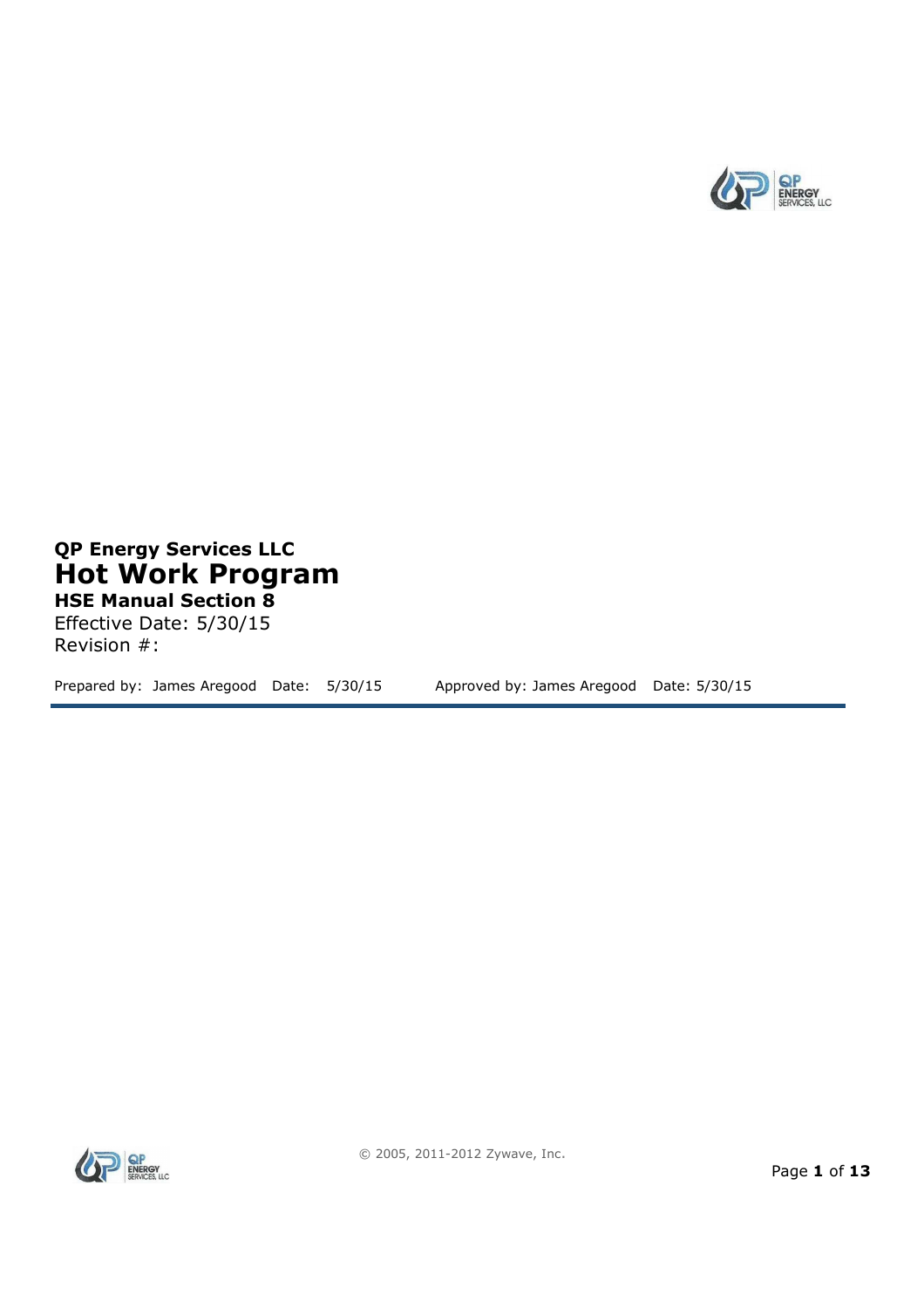**QP Energy Services LLC**

# Hot Work Program

**HSE Manual Section 8**

Effective Date: 5/30/15

Revision #:

Prepared by: James Aregood Date: 5/30/15 Approved by: James Aregood Date: 5/30/15

© 2005, 2011-2012 Zywave, Inc.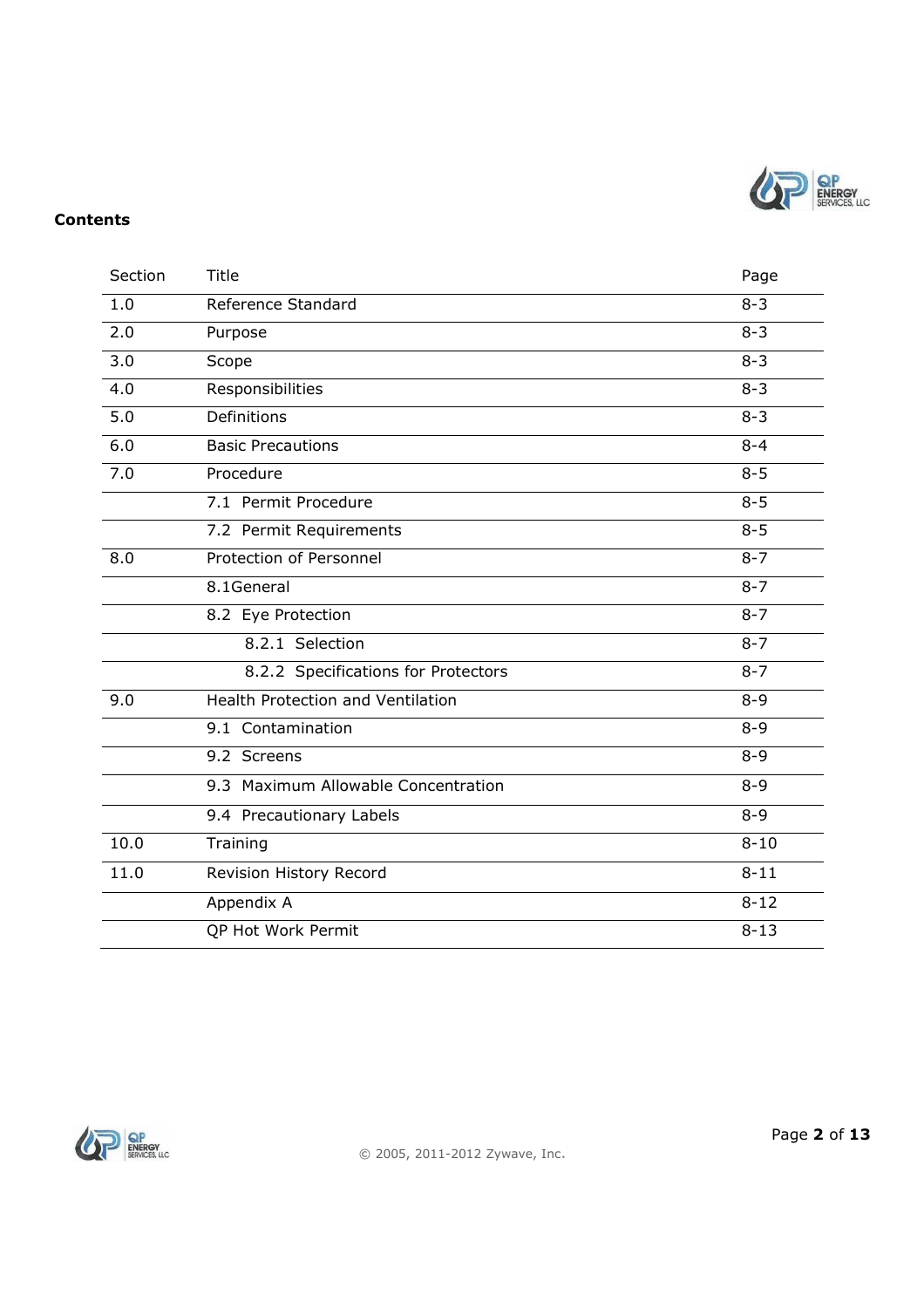**Contents**

| Section | Title | Page |
|---|---|---|
| 1.0 | Reference Standard | 8-3 |
| 2.0 | Purpose | 8-3 |
| 3.0 | Scope | 8-3 |
| 4.0 | Responsibilities | 8-3 |
| 5.0 | Definitions | 8-3 |
| 6.0 | Basic Precautions | 8-4 |
| 7.0 | Procedure | 8-5 |
| | 7.1 Permit Procedure | 8-5 |
| | 7.2 Permit Requirements | 8-5 |
| 8.0 | Protection of Personnel | 8-7 |
| | 8.1General | 8-7 |
| | 8.2 Eye Protection | 8-7 |
| | 8.2.1 Selection | 8-7 |
| | 8.2.2 Specifications for Protectors | 8-7 |
| 9.0 | Health Protection and Ventilation | 8-9 |
| | 9.1 Contamination | 8-9 |
| | 9.2 Screens | 8-9 |
| | 9.3 Maximum Allowable Concentration | 8-9 |
| | 9.4 Precautionary Labels | 8-9 |
| 10.0 | Training | 8-10 |
| 11.0 | Revision History Record | 8-11 |
| | Appendix A | 8-12 |
| | QP Hot Work Permit | 8-13 |

© 2005, 2011-2012 Zywave, Inc.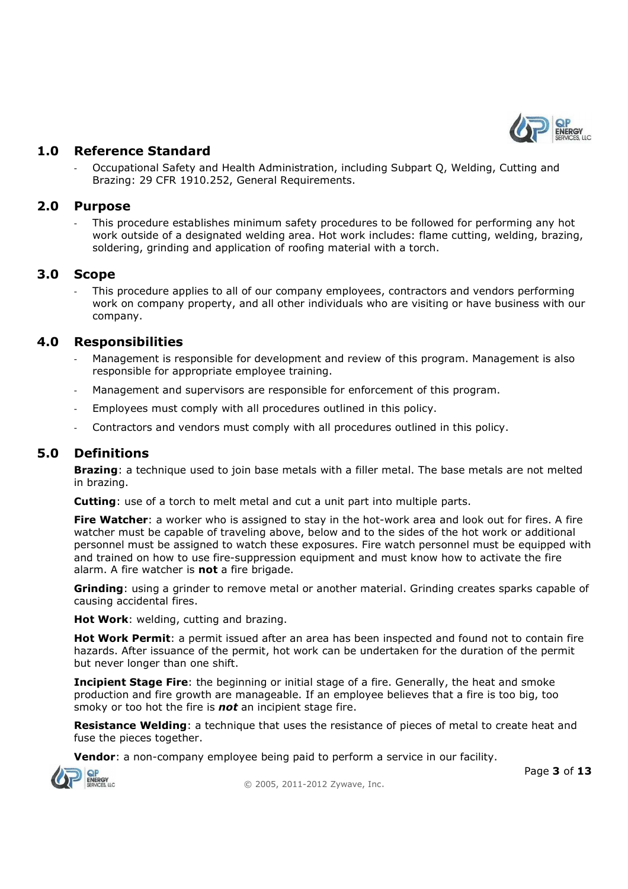## 1.0 Reference Standard

- Occupational Safety and Health Administration, including Subpart Q, Welding, Cutting and Brazing: 29 CFR 1910.252, General Requirements.

## 2.0 Purpose

- This procedure establishes minimum safety procedures to be followed for performing any hot work outside of a designated welding area. Hot work includes: flame cutting, welding, brazing, soldering, grinding and application of roofing material with a torch.

## 3.0 Scope

- This procedure applies to all of our company employees, contractors and vendors performing work on company property, and all other individuals who are visiting or have business with our company.

## 4.0 Responsibilities

- Management is responsible for development and review of this program. Management is also responsible for appropriate employee training.
- Management and supervisors are responsible for enforcement of this program.
- Employees must comply with all procedures outlined in this policy.
- Contractors and vendors must comply with all procedures outlined in this policy.

## 5.0 Definitions

**Brazing**: a technique used to join base metals with a filler metal. The base metals are not melted in brazing.

**Cutting**: use of a torch to melt metal and cut a unit part into multiple parts.

**Fire Watcher**: a worker who is assigned to stay in the hot-work area and look out for fires. A fire watcher must be capable of traveling above, below and to the sides of the hot work or additional personnel must be assigned to watch these exposures. Fire watch personnel must be equipped with and trained on how to use fire-suppression equipment and must know how to activate the fire alarm. A fire watcher is **not** a fire brigade.

**Grinding**: using a grinder to remove metal or another material. Grinding creates sparks capable of causing accidental fires.

**Hot Work**: welding, cutting and brazing.

**Hot Work Permit**: a permit issued after an area has been inspected and found not to contain fire hazards. After issuance of the permit, hot work can be undertaken for the duration of the permit but never longer than one shift.

**Incipient Stage Fire**: the beginning or initial stage of a fire. Generally, the heat and smoke production and fire growth are manageable. If an employee believes that a fire is too big, too smoky or too hot the fire is ***not*** an incipient stage fire.

**Resistance Welding**: a technique that uses the resistance of pieces of metal to create heat and fuse the pieces together.

**Vendor**: a non-company employee being paid to perform a service in our facility.

© 2005, 2011-2012 Zywave, Inc.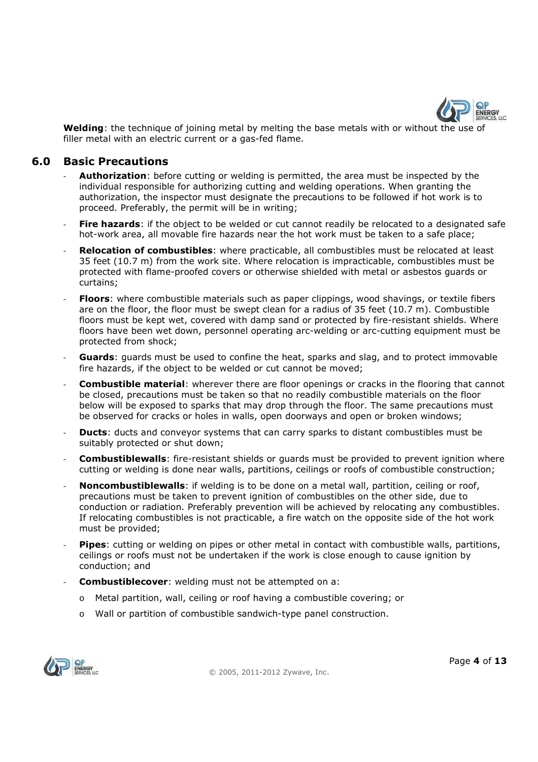**Welding**: the technique of joining metal by melting the base metals with or without the use of filler metal with an electric current or a gas-fed flame.

## 6.0 Basic Precautions

- **Authorization**: before cutting or welding is permitted, the area must be inspected by the individual responsible for authorizing cutting and welding operations. When granting the authorization, the inspector must designate the precautions to be followed if hot work is to proceed. Preferably, the permit will be in writing;
- **Fire hazards**: if the object to be welded or cut cannot readily be relocated to a designated safe hot-work area, all movable fire hazards near the hot work must be taken to a safe place;
- **Relocation of combustibles**: where practicable, all combustibles must be relocated at least 35 feet (10.7 m) from the work site. Where relocation is impracticable, combustibles must be protected with flame-proofed covers or otherwise shielded with metal or asbestos guards or curtains;
- **Floors**: where combustible materials such as paper clippings, wood shavings, or textile fibers are on the floor, the floor must be swept clean for a radius of 35 feet (10.7 m). Combustible floors must be kept wet, covered with damp sand or protected by fire-resistant shields. Where floors have been wet down, personnel operating arc-welding or arc-cutting equipment must be protected from shock;
- **Guards**: guards must be used to confine the heat, sparks and slag, and to protect immovable fire hazards, if the object to be welded or cut cannot be moved;
- **Combustible material**: wherever there are floor openings or cracks in the flooring that cannot be closed, precautions must be taken so that no readily combustible materials on the floor below will be exposed to sparks that may drop through the floor. The same precautions must be observed for cracks or holes in walls, open doorways and open or broken windows;
- **Ducts**: ducts and conveyor systems that can carry sparks to distant combustibles must be suitably protected or shut down;
- **Combustiblewalls**: fire-resistant shields or guards must be provided to prevent ignition where cutting or welding is done near walls, partitions, ceilings or roofs of combustible construction;
- **Noncombustiblewalls**: if welding is to be done on a metal wall, partition, ceiling or roof, precautions must be taken to prevent ignition of combustibles on the other side, due to conduction or radiation. Preferably prevention will be achieved by relocating any combustibles. If relocating combustibles is not practicable, a fire watch on the opposite side of the hot work must be provided;
- **Pipes**: cutting or welding on pipes or other metal in contact with combustible walls, partitions, ceilings or roofs must not be undertaken if the work is close enough to cause ignition by conduction; and
- **Combustiblecover**: welding must not be attempted on a:
  - Metal partition, wall, ceiling or roof having a combustible covering; or
  - Wall or partition of combustible sandwich-type panel construction.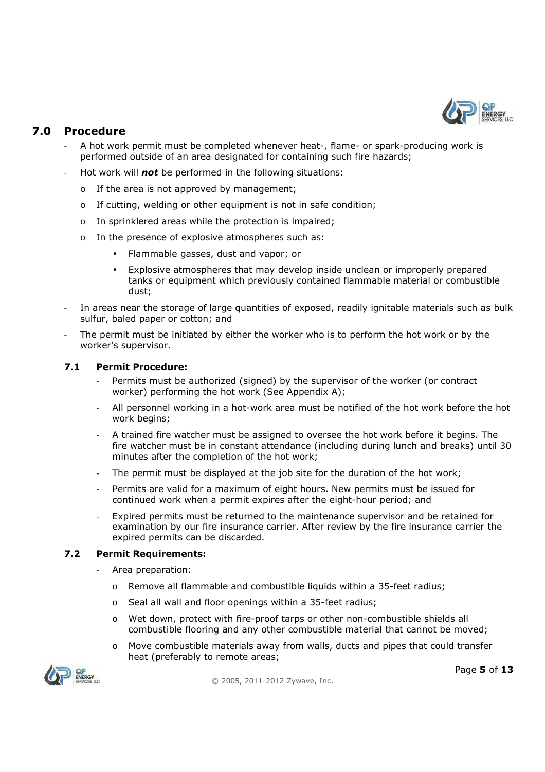## 7.0 Procedure

- A hot work permit must be completed whenever heat-, flame- or spark-producing work is performed outside of an area designated for containing such fire hazards;
- Hot work will ***not*** be performed in the following situations:
  - If the area is not approved by management;
  - If cutting, welding or other equipment is not in safe condition;
  - In sprinklered areas while the protection is impaired;
  - In the presence of explosive atmospheres such as:
    - Flammable gasses, dust and vapor; or
    - Explosive atmospheres that may develop inside unclean or improperly prepared tanks or equipment which previously contained flammable material or combustible dust;
- In areas near the storage of large quantities of exposed, readily ignitable materials such as bulk sulfur, baled paper or cotton; and
- The permit must be initiated by either the worker who is to perform the hot work or by the worker's supervisor.

### 7.1 Permit Procedure:

- Permits must be authorized (signed) by the supervisor of the worker (or contract worker) performing the hot work (See Appendix A);
- All personnel working in a hot-work area must be notified of the hot work before the hot work begins;
- A trained fire watcher must be assigned to oversee the hot work before it begins. The fire watcher must be in constant attendance (including during lunch and breaks) until 30 minutes after the completion of the hot work;
- The permit must be displayed at the job site for the duration of the hot work;
- Permits are valid for a maximum of eight hours. New permits must be issued for continued work when a permit expires after the eight-hour period; and
- Expired permits must be returned to the maintenance supervisor and be retained for examination by our fire insurance carrier. After review by the fire insurance carrier the expired permits can be discarded.

### 7.2 Permit Requirements:

- Area preparation:
  - Remove all flammable and combustible liquids within a 35-feet radius;
  - Seal all wall and floor openings within a 35-feet radius;
  - Wet down, protect with fire-proof tarps or other non-combustible shields all combustible flooring and any other combustible material that cannot be moved;
  - Move combustible materials away from walls, ducts and pipes that could transfer heat (preferably to remote areas;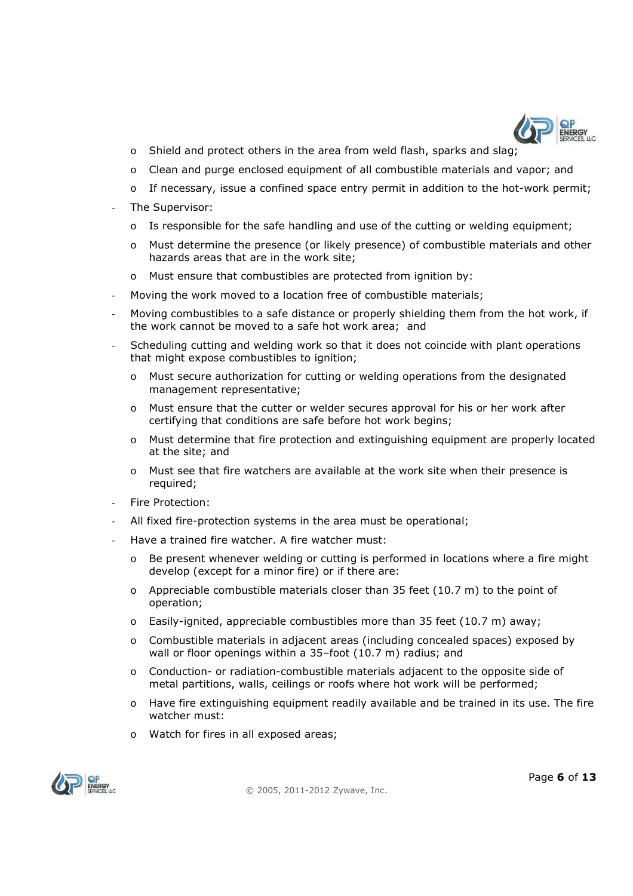- Shield and protect others in the area from weld flash, sparks and slag;
  - Clean and purge enclosed equipment of all combustible materials and vapor; and
  - If necessary, issue a confined space entry permit in addition to the hot-work permit;
- The Supervisor:
  - Is responsible for the safe handling and use of the cutting or welding equipment;
  - Must determine the presence (or likely presence) of combustible materials and other hazards areas that are in the work site;
  - Must ensure that combustibles are protected from ignition by:
- Moving the work moved to a location free of combustible materials;
- Moving combustibles to a safe distance or properly shielding them from the hot work, if the work cannot be moved to a safe hot work area; and
- Scheduling cutting and welding work so that it does not coincide with plant operations that might expose combustibles to ignition;
  - Must secure authorization for cutting or welding operations from the designated management representative;
  - Must ensure that the cutter or welder secures approval for his or her work after certifying that conditions are safe before hot work begins;
  - Must determine that fire protection and extinguishing equipment are properly located at the site; and
  - Must see that fire watchers are available at the work site when their presence is required;
- Fire Protection:
- All fixed fire-protection systems in the area must be operational;
- Have a trained fire watcher. A fire watcher must:
  - Be present whenever welding or cutting is performed in locations where a fire might develop (except for a minor fire) or if there are:
  - Appreciable combustible materials closer than 35 feet (10.7 m) to the point of operation;
  - Easily-ignited, appreciable combustibles more than 35 feet (10.7 m) away;
  - Combustible materials in adjacent areas (including concealed spaces) exposed by wall or floor openings within a 35–foot (10.7 m) radius; and
  - Conduction- or radiation-combustible materials adjacent to the opposite side of metal partitions, walls, ceilings or roofs where hot work will be performed;
  - Have fire extinguishing equipment readily available and be trained in its use. The fire watcher must:
  - Watch for fires in all exposed areas;

© 2005, 2011-2012 Zywave, Inc.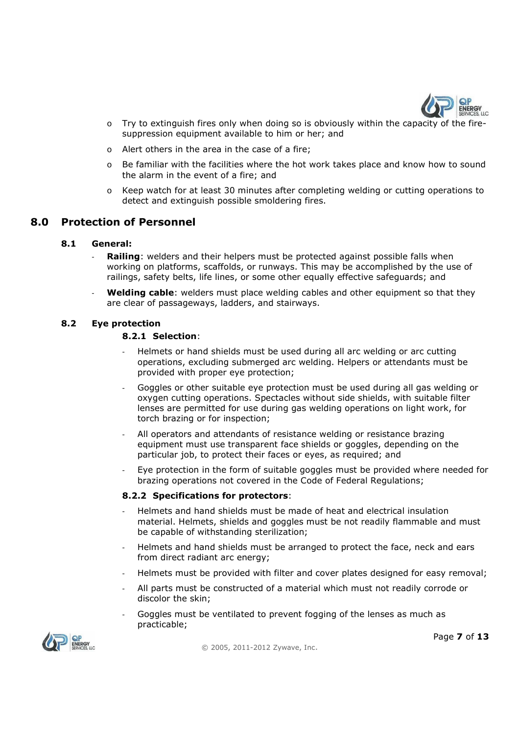- Try to extinguish fires only when doing so is obviously within the capacity of the fire-suppression equipment available to him or her; and
- Alert others in the area in the case of a fire;
- Be familiar with the facilities where the hot work takes place and know how to sound the alarm in the event of a fire; and
- Keep watch for at least 30 minutes after completing welding or cutting operations to detect and extinguish possible smoldering fires.

## 8.0 Protection of Personnel

### 8.1 General:

- **Railing**: welders and their helpers must be protected against possible falls when working on platforms, scaffolds, or runways. This may be accomplished by the use of railings, safety belts, life lines, or some other equally effective safeguards; and
- **Welding cable**: welders must place welding cables and other equipment so that they are clear of passageways, ladders, and stairways.

### 8.2 Eye protection

#### 8.2.1 Selection:

- Helmets or hand shields must be used during all arc welding or arc cutting operations, excluding submerged arc welding. Helpers or attendants must be provided with proper eye protection;
- Goggles or other suitable eye protection must be used during all gas welding or oxygen cutting operations. Spectacles without side shields, with suitable filter lenses are permitted for use during gas welding operations on light work, for torch brazing or for inspection;
- All operators and attendants of resistance welding or resistance brazing equipment must use transparent face shields or goggles, depending on the particular job, to protect their faces or eyes, as required; and
- Eye protection in the form of suitable goggles must be provided where needed for brazing operations not covered in the Code of Federal Regulations;

#### 8.2.2 Specifications for protectors:

- Helmets and hand shields must be made of heat and electrical insulation material. Helmets, shields and goggles must be not readily flammable and must be capable of withstanding sterilization;
- Helmets and hand shields must be arranged to protect the face, neck and ears from direct radiant arc energy;
- Helmets must be provided with filter and cover plates designed for easy removal;
- All parts must be constructed of a material which must not readily corrode or discolor the skin;
- Goggles must be ventilated to prevent fogging of the lenses as much as practicable;

© 2005, 2011-2012 Zywave, Inc.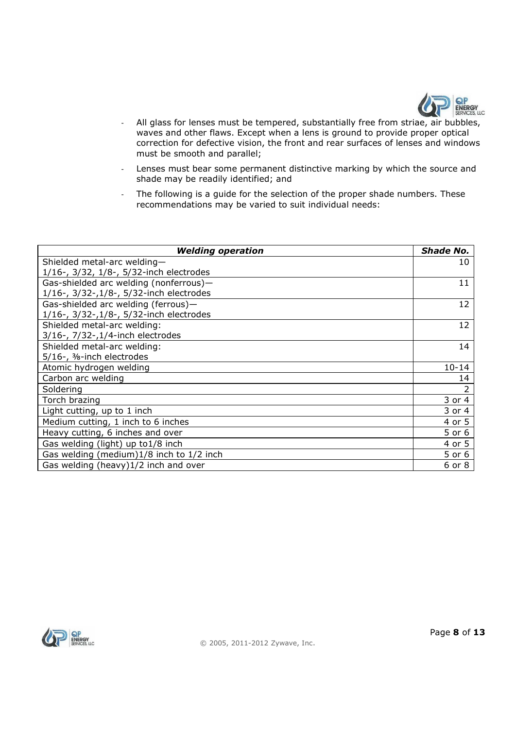- All glass for lenses must be tempered, substantially free from striae, air bubbles, waves and other flaws. Except when a lens is ground to provide proper optical correction for defective vision, the front and rear surfaces of lenses and windows must be smooth and parallel;
- Lenses must bear some permanent distinctive marking by which the source and shade may be readily identified; and
- The following is a guide for the selection of the proper shade numbers. These recommendations may be varied to suit individual needs:

| ***Welding operation*** | ***Shade No.*** |
| --- | ---: |
| Shielded metal-arc welding—<br>1/16-, 3/32, 1/8-, 5/32-inch electrodes | 10 |
| Gas-shielded arc welding (nonferrous)—<br>1/16-, 3/32-,1/8-, 5/32-inch electrodes | 11 |
| Gas-shielded arc welding (ferrous)—<br>1/16-, 3/32-,1/8-, 5/32-inch electrodes | 12 |
| Shielded metal-arc welding:<br>3/16-, 7/32-,1/4-inch electrodes | 12 |
| Shielded metal-arc welding:<br>5/16-, ⅜-inch electrodes | 14 |
| Atomic hydrogen welding | 10-14 |
| Carbon arc welding | 14 |
| Soldering | 2 |
| Torch brazing | 3 or 4 |
| Light cutting, up to 1 inch | 3 or 4 |
| Medium cutting, 1 inch to 6 inches | 4 or 5 |
| Heavy cutting, 6 inches and over | 5 or 6 |
| Gas welding (light) up to1/8 inch | 4 or 5 |
| Gas welding (medium)1/8 inch to 1/2 inch | 5 or 6 |
| Gas welding (heavy)1/2 inch and over | 6 or 8 |

© 2005, 2011-2012 Zywave, Inc.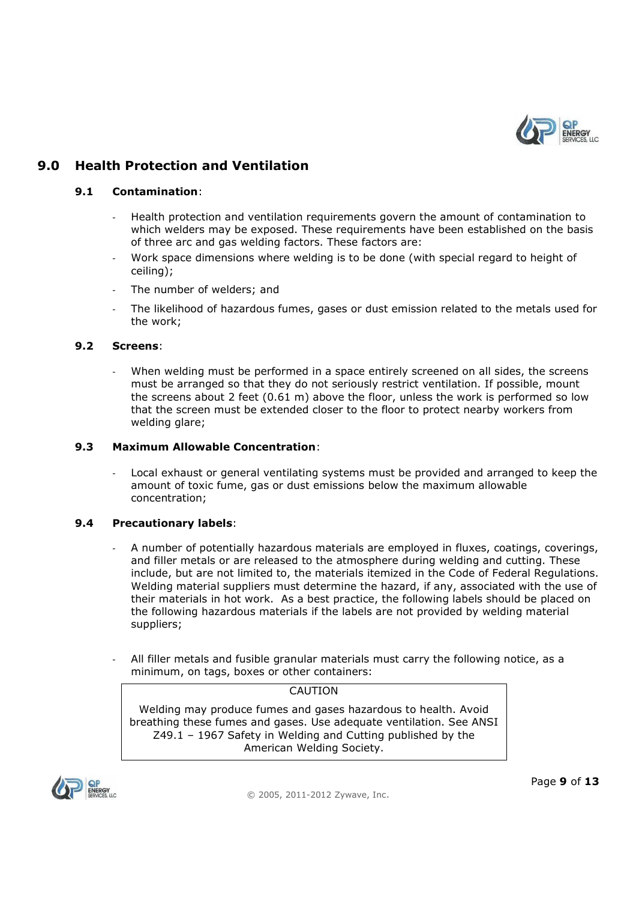## 9.0 Health Protection and Ventilation

### 9.1 Contamination:

- Health protection and ventilation requirements govern the amount of contamination to which welders may be exposed. These requirements have been established on the basis of three arc and gas welding factors. These factors are:
- Work space dimensions where welding is to be done (with special regard to height of ceiling);
- The number of welders; and
- The likelihood of hazardous fumes, gases or dust emission related to the metals used for the work;

### 9.2 Screens:

- When welding must be performed in a space entirely screened on all sides, the screens must be arranged so that they do not seriously restrict ventilation. If possible, mount the screens about 2 feet (0.61 m) above the floor, unless the work is performed so low that the screen must be extended closer to the floor to protect nearby workers from welding glare;

### 9.3 Maximum Allowable Concentration:

- Local exhaust or general ventilating systems must be provided and arranged to keep the amount of toxic fume, gas or dust emissions below the maximum allowable concentration;

### 9.4 Precautionary labels:

- A number of potentially hazardous materials are employed in fluxes, coatings, coverings, and filler metals or are released to the atmosphere during welding and cutting. These include, but are not limited to, the materials itemized in the Code of Federal Regulations. Welding material suppliers must determine the hazard, if any, associated with the use of their materials in hot work. As a best practice, the following labels should be placed on the following hazardous materials if the labels are not provided by welding material suppliers;

- All filler metals and fusible granular materials must carry the following notice, as a minimum, on tags, boxes or other containers:

| CAUTION |
|---|
| Welding may produce fumes and gases hazardous to health. Avoid breathing these fumes and gases. Use adequate ventilation. See ANSI Z49.1 – 1967 Safety in Welding and Cutting published by the American Welding Society. |

© 2005, 2011-2012 Zywave, Inc.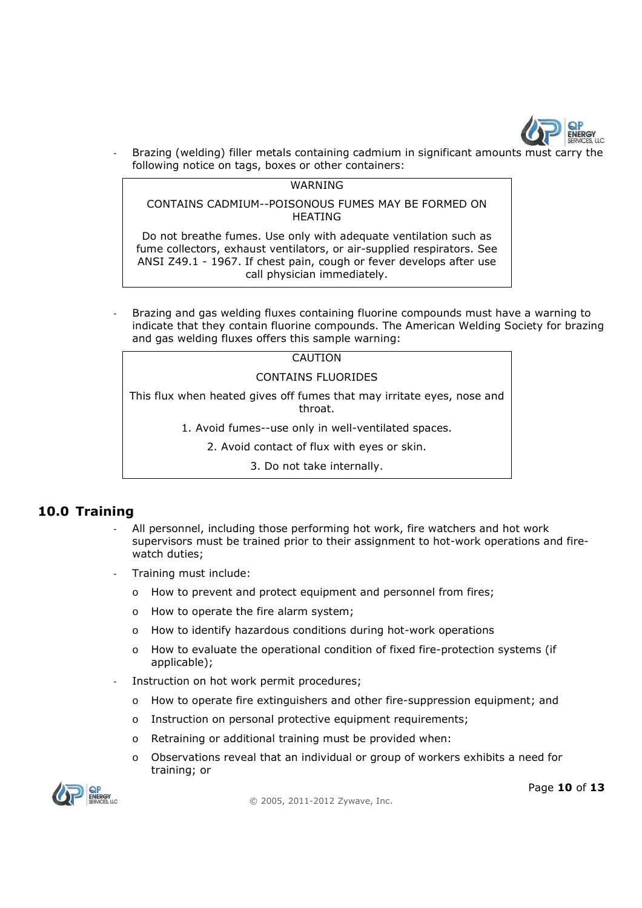- Brazing (welding) filler metals containing cadmium in significant amounts must carry the following notice on tags, boxes or other containers:

| WARNING |
|---|
| CONTAINS CADMIUM--POISONOUS FUMES MAY BE FORMED ON HEATING |
| Do not breathe fumes. Use only with adequate ventilation such as fume collectors, exhaust ventilators, or air-supplied respirators. See ANSI Z49.1 - 1967. If chest pain, cough or fever develops after use call physician immediately. |

- Brazing and gas welding fluxes containing fluorine compounds must have a warning to indicate that they contain fluorine compounds. The American Welding Society for brazing and gas welding fluxes offers this sample warning:

| CAUTION |
|---|
| CONTAINS FLUORIDES |
| This flux when heated gives off fumes that may irritate eyes, nose and throat. |
| 1. Avoid fumes--use only in well-ventilated spaces. |
| 2. Avoid contact of flux with eyes or skin. |
| 3. Do not take internally. |

## 10.0 Training

- All personnel, including those performing hot work, fire watchers and hot work supervisors must be trained prior to their assignment to hot-work operations and fire-watch duties;
- Training must include:
  - How to prevent and protect equipment and personnel from fires;
  - How to operate the fire alarm system;
  - How to identify hazardous conditions during hot-work operations
  - How to evaluate the operational condition of fixed fire-protection systems (if applicable);
- Instruction on hot work permit procedures;
  - How to operate fire extinguishers and other fire-suppression equipment; and
  - Instruction on personal protective equipment requirements;
  - Retraining or additional training must be provided when:
  - Observations reveal that an individual or group of workers exhibits a need for training; or

© 2005, 2011-2012 Zywave, Inc.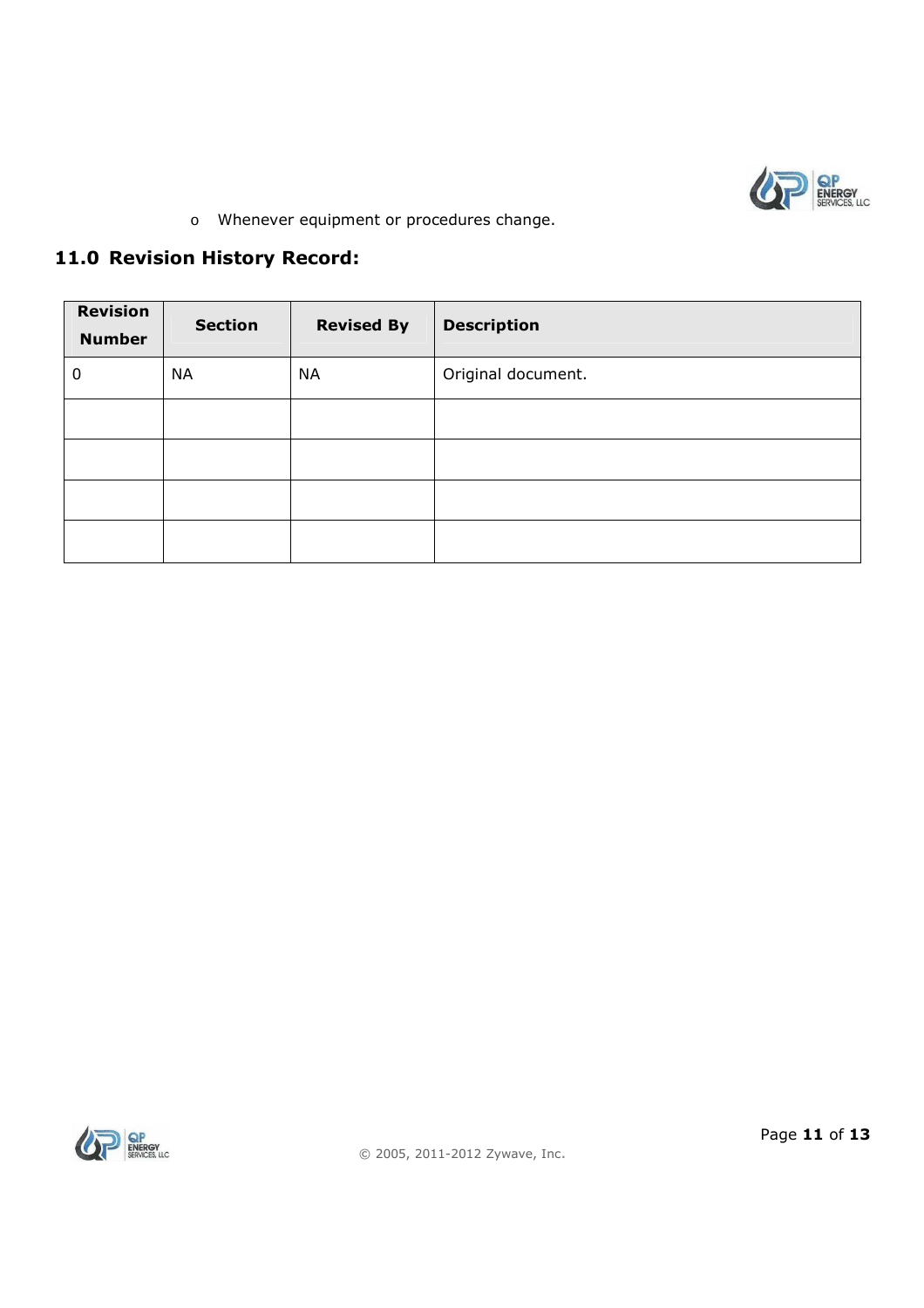- Whenever equipment or procedures change.

## 11.0 Revision History Record:

| Revision Number | Section | Revised By | Description |
|---|---|---|---|
| 0 | NA | NA | Original document. |
| | | | |
| | | | |
| | | | |
| | | | |

© 2005, 2011-2012 Zywave, Inc.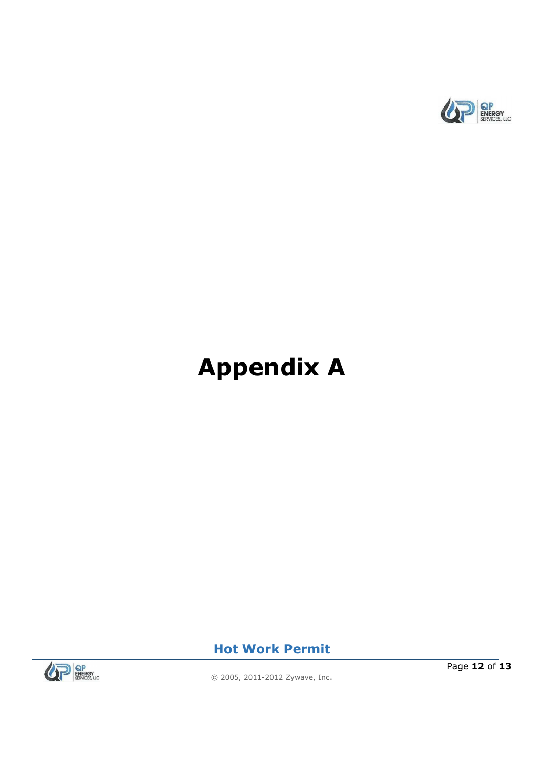# Appendix A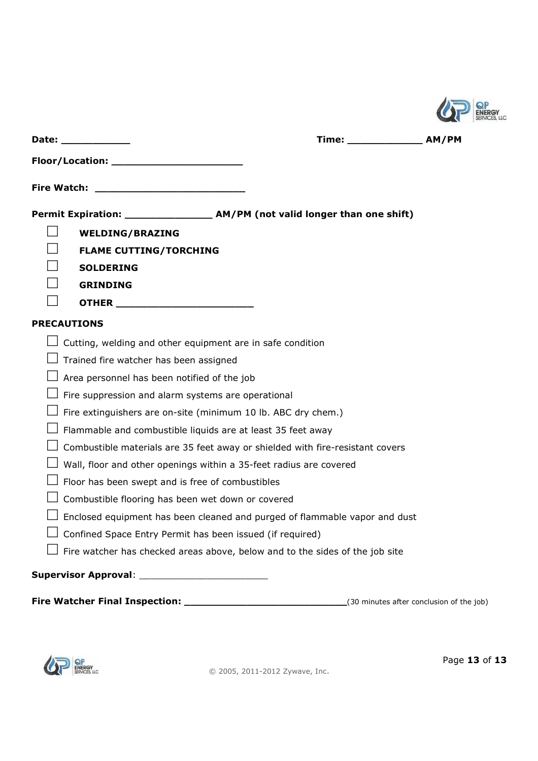**Date:** ____________ **Time:** _____________ **AM/PM**

**Floor/Location:** _______________________

**Fire Watch:** __________________________

**Permit Expiration:** _______________ **AM/PM (not valid longer than one shift)**

- ☐ **WELDING/BRAZING**
- ☐ **FLAME CUTTING/TORCHING**
- ☐ **SOLDERING**
- ☐ **GRINDING**
- ☐ **OTHER** ________________________

**PRECAUTIONS**

- ☐ Cutting, welding and other equipment are in safe condition
- ☐ Trained fire watcher has been assigned
- ☐ Area personnel has been notified of the job
- ☐ Fire suppression and alarm systems are operational
- ☐ Fire extinguishers are on-site (minimum 10 lb. ABC dry chem.)
- ☐ Flammable and combustible liquids are at least 35 feet away
- ☐ Combustible materials are 35 feet away or shielded with fire-resistant covers
- ☐ Wall, floor and other openings within a 35-feet radius are covered
- ☐ Floor has been swept and is free of combustibles
- ☐ Combustible flooring has been wet down or covered
- ☐ Enclosed equipment has been cleaned and purged of flammable vapor and dust
- ☐ Confined Space Entry Permit has been issued (if required)
- ☐ Fire watcher has checked areas above, below and to the sides of the job site

**Supervisor Approval**: _______________________

**Fire Watcher Final Inspection:** ____________________________(30 minutes after conclusion of the job)

© 2005, 2011-2012 Zywave, Inc.